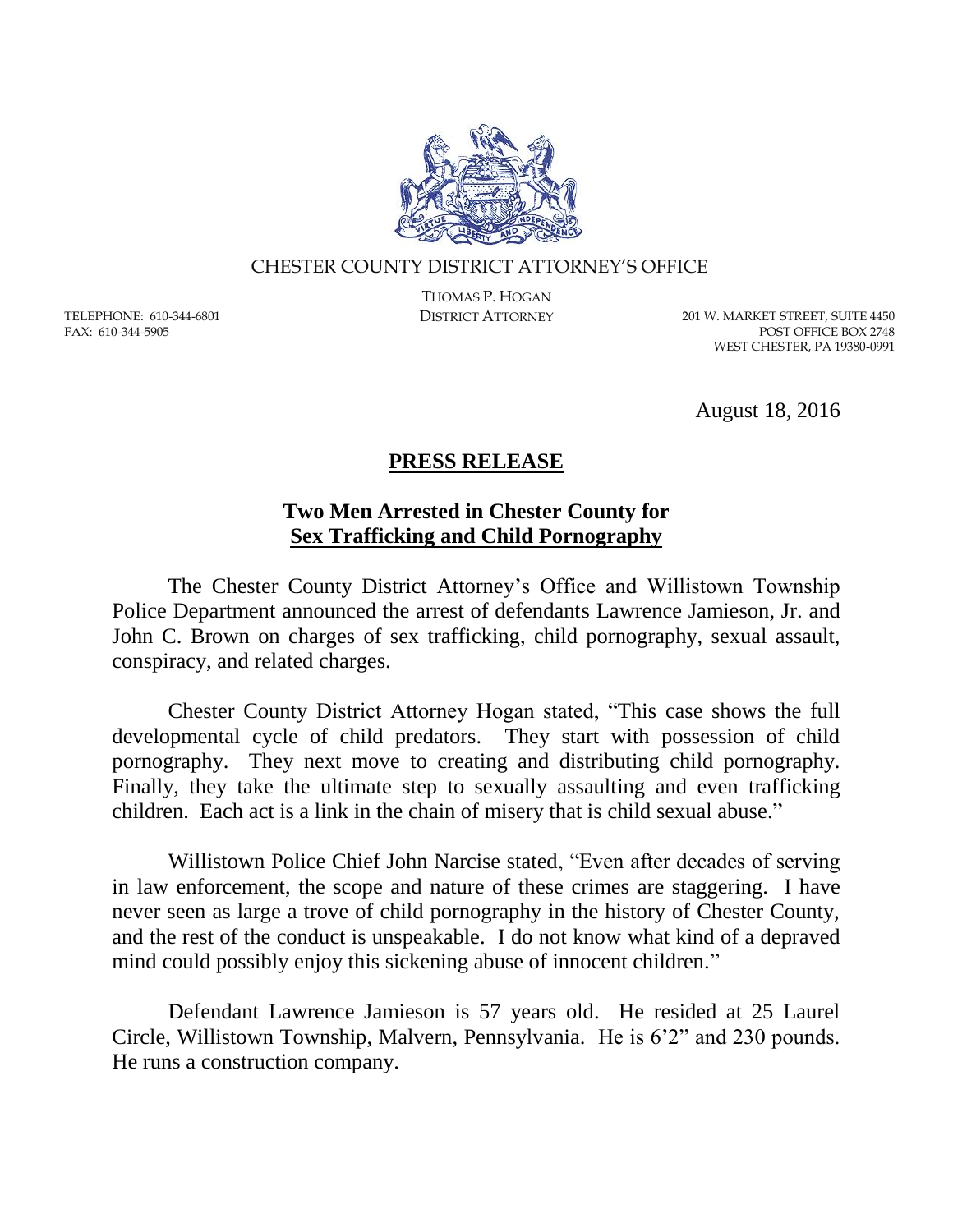CHESTER COUNTY DISTRICT ATTORNEY'S OFFICE

THOMAS P. HOGAN
DISTRICT ATTORNEY

TELEPHONE: 610-344-6801
FAX: 610-344-5905

201 W. MARKET STREET, SUITE 4450
POST OFFICE BOX 2748
WEST CHESTER, PA 19380-0991

August 18, 2016

# PRESS RELEASE

## Two Men Arrested in Chester County for Sex Trafficking and Child Pornography

The Chester County District Attorney's Office and Willistown Township Police Department announced the arrest of defendants Lawrence Jamieson, Jr. and John C. Brown on charges of sex trafficking, child pornography, sexual assault, conspiracy, and related charges.

Chester County District Attorney Hogan stated, "This case shows the full developmental cycle of child predators. They start with possession of child pornography. They next move to creating and distributing child pornography. Finally, they take the ultimate step to sexually assaulting and even trafficking children. Each act is a link in the chain of misery that is child sexual abuse."

Willistown Police Chief John Narcise stated, "Even after decades of serving in law enforcement, the scope and nature of these crimes are staggering. I have never seen as large a trove of child pornography in the history of Chester County, and the rest of the conduct is unspeakable. I do not know what kind of a depraved mind could possibly enjoy this sickening abuse of innocent children."

Defendant Lawrence Jamieson is 57 years old. He resided at 25 Laurel Circle, Willistown Township, Malvern, Pennsylvania. He is 6'2" and 230 pounds. He runs a construction company.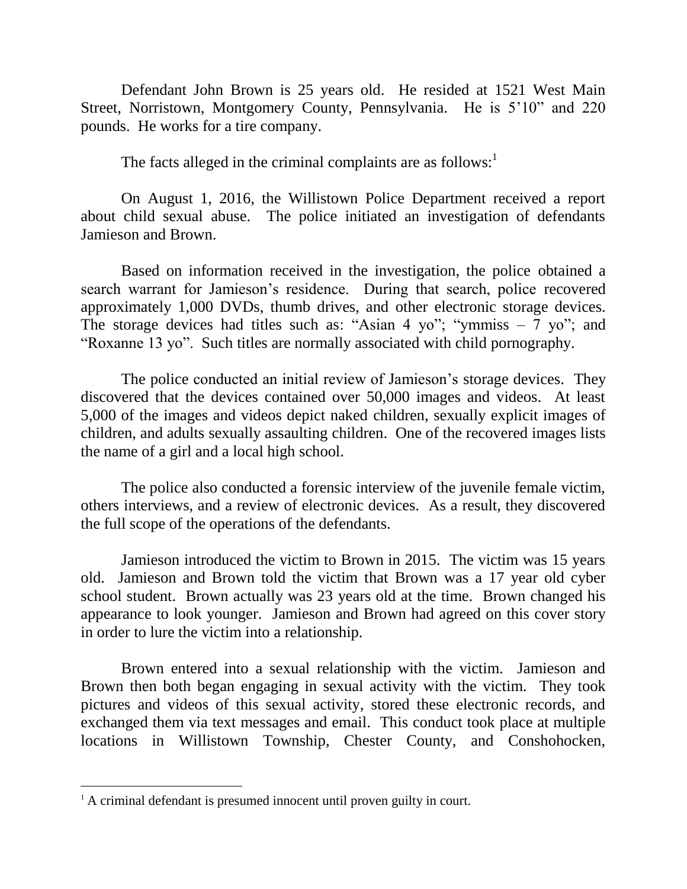Defendant John Brown is 25 years old. He resided at 1521 West Main Street, Norristown, Montgomery County, Pennsylvania. He is 5'10" and 220 pounds. He works for a tire company.

The facts alleged in the criminal complaints are as follows:[1]

On August 1, 2016, the Willistown Police Department received a report about child sexual abuse. The police initiated an investigation of defendants Jamieson and Brown.

Based on information received in the investigation, the police obtained a search warrant for Jamieson's residence. During that search, police recovered approximately 1,000 DVDs, thumb drives, and other electronic storage devices. The storage devices had titles such as: "Asian 4 yo"; "ymmiss – 7 yo"; and "Roxanne 13 yo". Such titles are normally associated with child pornography.

The police conducted an initial review of Jamieson's storage devices. They discovered that the devices contained over 50,000 images and videos. At least 5,000 of the images and videos depict naked children, sexually explicit images of children, and adults sexually assaulting children. One of the recovered images lists the name of a girl and a local high school.

The police also conducted a forensic interview of the juvenile female victim, others interviews, and a review of electronic devices. As a result, they discovered the full scope of the operations of the defendants.

Jamieson introduced the victim to Brown in 2015. The victim was 15 years old. Jamieson and Brown told the victim that Brown was a 17 year old cyber school student. Brown actually was 23 years old at the time. Brown changed his appearance to look younger. Jamieson and Brown had agreed on this cover story in order to lure the victim into a relationship.

Brown entered into a sexual relationship with the victim. Jamieson and Brown then both began engaging in sexual activity with the victim. They took pictures and videos of this sexual activity, stored these electronic records, and exchanged them via text messages and email. This conduct took place at multiple locations in Willistown Township, Chester County, and Conshohocken,

---

[1] A criminal defendant is presumed innocent until proven guilty in court.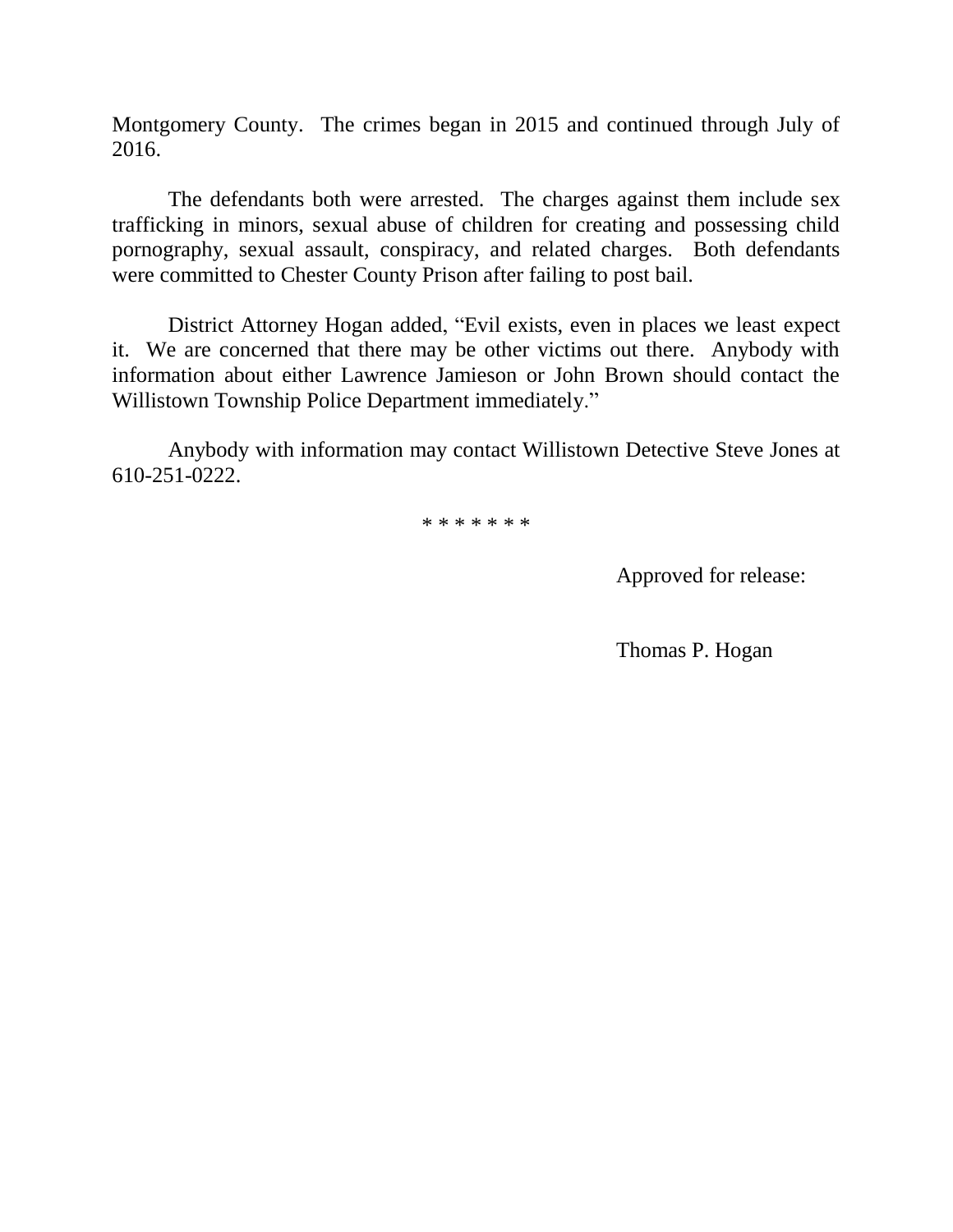Montgomery County. The crimes began in 2015 and continued through July of 2016.

The defendants both were arrested. The charges against them include sex trafficking in minors, sexual abuse of children for creating and possessing child pornography, sexual assault, conspiracy, and related charges. Both defendants were committed to Chester County Prison after failing to post bail.

District Attorney Hogan added, "Evil exists, even in places we least expect it. We are concerned that there may be other victims out there. Anybody with information about either Lawrence Jamieson or John Brown should contact the Willistown Township Police Department immediately."

Anybody with information may contact Willistown Detective Steve Jones at 610-251-0222.

* * * * * * *

Approved for release:

Thomas P. Hogan